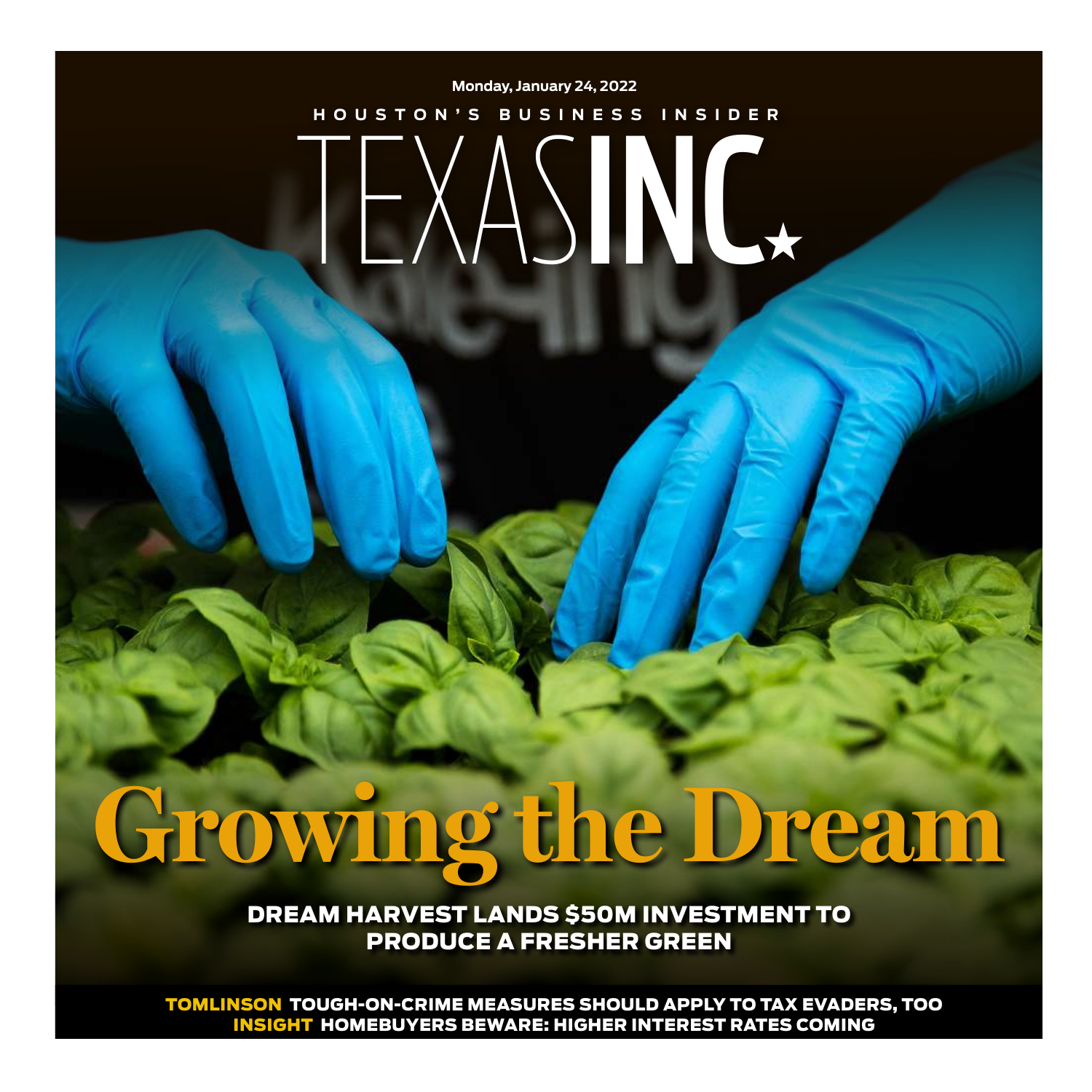Monday, January 24, 2022

HOUSTON'S BUSINESS INSIDER

# TEXAS INC.

# Growing the Dream

## DREAM HARVEST LANDS $50M INVESTMENT TO PRODUCE A FRESHER GREEN

**TOMLINSON** TOUGH-ON-CRIME MEASURES SHOULD APPLY TO TAX EVADERS, TOO

**INSIGHT** HOMEBUYERS BEWARE: HIGHER INTEREST RATES COMING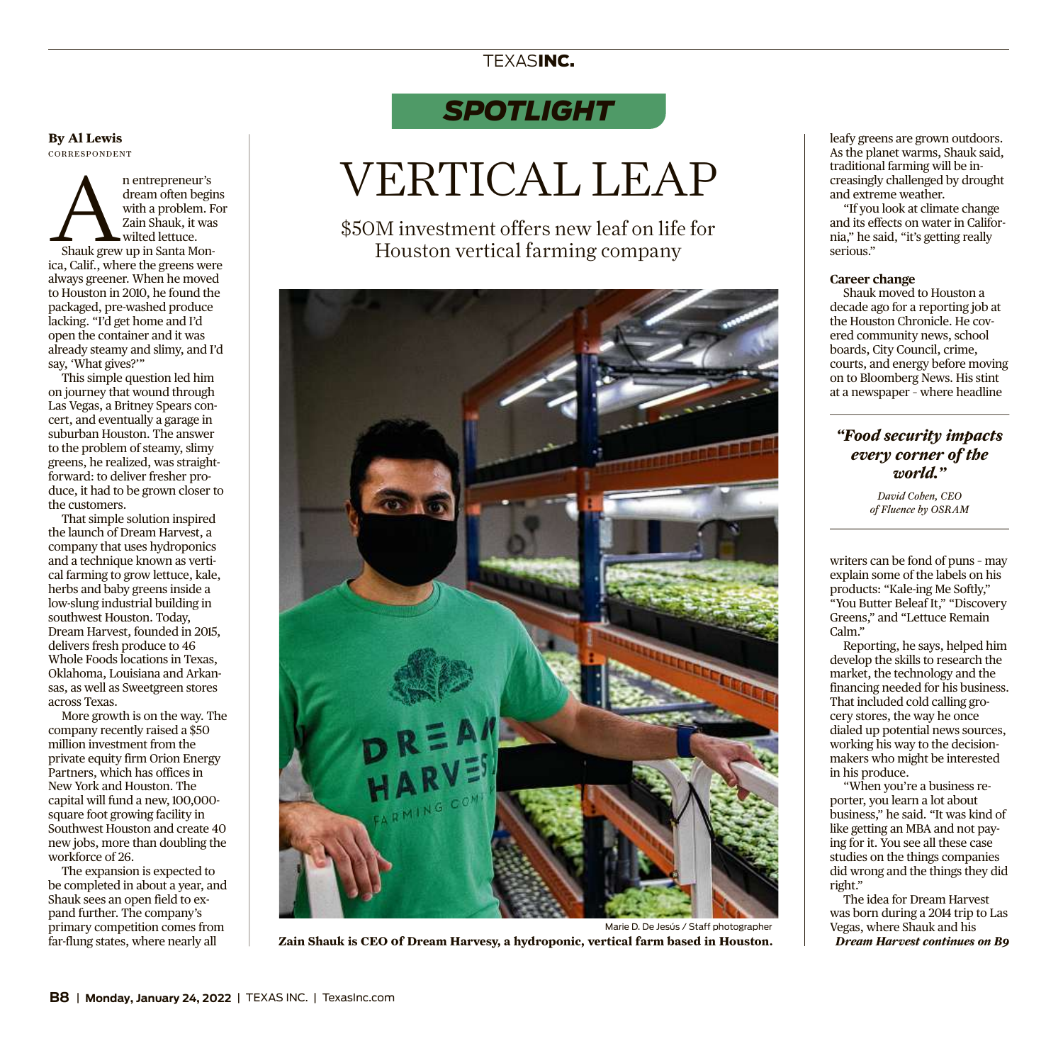SPOTLIGHT

# VERTICAL LEAP

## $50M investment offers new leaf on life for Houston vertical farming company

**By Al Lewis**
CORRESPONDENT

An entrepreneur's dream often begins with a problem. For Zain Shauk, it was wilted lettuce.

Shauk grew up in Santa Monica, Calif., where the greens were always greener. When he moved to Houston in 2010, he found the packaged, pre-washed produce lacking. "I'd get home and I'd open the container and it was already steamy and slimy, and I'd say, 'What gives?'"

This simple question led him on journey that wound through Las Vegas, a Britney Spears concert, and eventually a garage in suburban Houston. The answer to the problem of steamy, slimy greens, he realized, was straightforward: to deliver fresher produce, it had to be grown closer to the customers.

That simple solution inspired the launch of Dream Harvest, a company that uses hydroponics and a technique known as vertical farming to grow lettuce, kale, herbs and baby greens inside a low-slung industrial building in southwest Houston. Today, Dream Harvest, founded in 2015, delivers fresh produce to 46 Whole Foods locations in Texas, Oklahoma, Louisiana and Arkansas, as well as Sweetgreen stores across Texas.

More growth is on the way. The company recently raised a $50 million investment from the private equity firm Orion Energy Partners, which has offices in New York and Houston. The capital will fund a new, 100,000-square foot growing facility in Southwest Houston and create 40 new jobs, more than doubling the workforce of 26.

The expansion is expected to be completed in about a year, and Shauk sees an open field to expand further. The company's primary competition comes from far-flung states, where nearly all leafy greens are grown outdoors. As the planet warms, Shauk said, traditional farming will be increasingly challenged by drought and extreme weather.

"If you look at climate change and its effects on water in California," he said, "it's getting really serious."

Marie D. De Jesús / Staff photographer

**Zain Shauk is CEO of Dream Harvesy, a hydroponic, vertical farm based in Houston.**

### Career change

Shauk moved to Houston a decade ago for a reporting job at the Houston Chronicle. He covered community news, school boards, City Council, crime, courts, and energy before moving on to Bloomberg News. His stint at a newspaper – where headline writers can be fond of puns – may explain some of the labels on his products: "Kale-ing Me Softly," "You Butter Beleaf It," "Discovery Greens," and "Lettuce Remain Calm."

> ***"Food security impacts every corner of the world."***
>
> *David Cohen, CEO of Fluence by OSRAM*

Reporting, he says, helped him develop the skills to research the market, the technology and the financing needed for his business. That included cold calling grocery stores, the way he once dialed up potential news sources, working his way to the decision-makers who might be interested in his produce.

"When you're a business reporter, you learn a lot about business," he said. "It was kind of like getting an MBA and not paying for it. You see all these case studies on the things companies did wrong and the things they did right."

The idea for Dream Harvest was born during a 2014 trip to Las Vegas, where Shauk and his

***Dream Harvest continues on B9***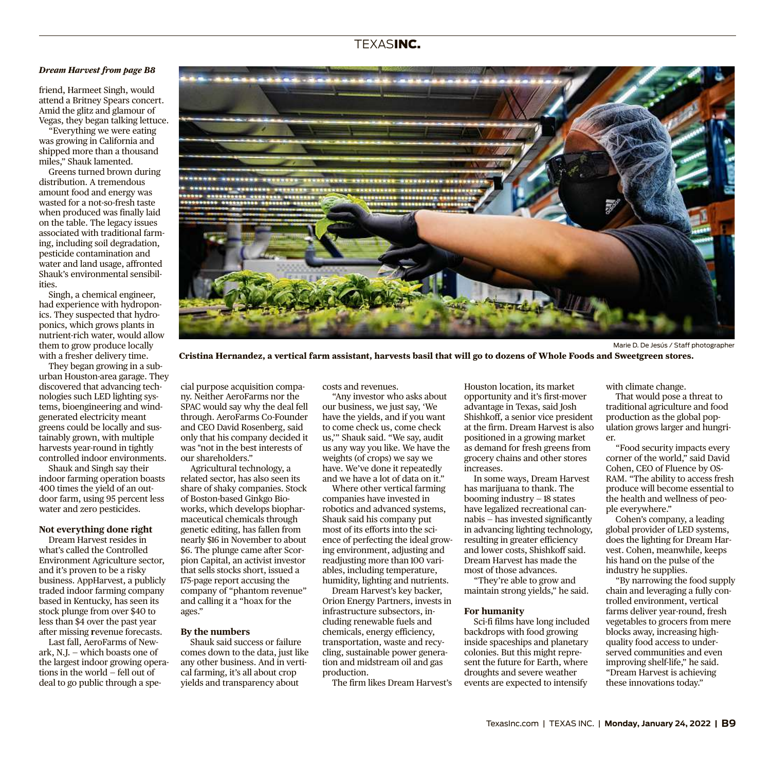*Dream Harvest from page B8*

friend, Harmeet Singh, would attend a Britney Spears concert. Amid the glitz and glamour of Vegas, they began talking lettuce.

"Everything we were eating was growing in California and shipped more than a thousand miles," Shauk lamented.

Greens turned brown during distribution. A tremendous amount food and energy was wasted for a not-so-fresh taste when produced was finally laid on the table. The legacy issues associated with traditional farming, including soil degradation, pesticide contamination and water and land usage, affronted Shauk's environmental sensibilities.

Singh, a chemical engineer, had experience with hydroponics. They suspected that hydroponics, which grows plants in nutrient-rich water, would allow them to grow produce locally with a fresher delivery time.

They began growing in a suburban Houston-area garage. They discovered that advancing technologies such LED lighting systems, bioengineering and wind-generated electricity meant greens could be locally and sustainably grown, with multiple harvests year-round in tightly controlled indoor environments.

Shauk and Singh say their indoor farming operation boasts 400 times the yield of an outdoor farm, using 95 percent less water and zero pesticides.

Marie D. De Jesús / Staff photographer

**Cristina Hernandez, a vertical farm assistant, harvests basil that will go to dozens of Whole Foods and Sweetgreen stores.**

### Not everything done right

Dream Harvest resides in what's called the Controlled Environment Agriculture sector, and it's proven to be a risky business. AppHarvest, a publicly traded indoor farming company based in Kentucky, has seen its stock plunge from over $40 to less than $4 over the past year after missing revenue forecasts.

Last fall, AeroFarms of Newark, N.J. — which boasts one of the largest indoor growing operations in the world — fell out of deal to go public through a special purpose acquisition company. Neither AeroFarms nor the SPAC would say why the deal fell through. AeroFarms Co-Founder and CEO David Rosenberg, said only that his company decided it was "not in the best interests of our shareholders."

Agricultural technology, a related sector, has also seen its share of shaky companies. Stock of Boston-based Ginkgo Bioworks, which develops biopharmaceutical chemicals through genetic editing, has fallen from nearly $16 in November to about $6. The plunge came after Scorpion Capital, an activist investor that sells stocks short, issued a 175-page report accusing the company of "phantom revenue" and calling it a "hoax for the ages."

### By the numbers

Shauk said success or failure comes down to the data, just like any other business. And in vertical farming, it's all about crop yields and transparency about costs and revenues.

"Any investor who asks about our business, we just say, 'We have the yields, and if you want to come check us, come check us,'" Shauk said. "We say, audit us any way you like. We have the weights (of crops) we say we have. We've done it repeatedly and we have a lot of data on it."

Where other vertical farming companies have invested in robotics and advanced systems, Shauk said his company put most of its efforts into the science of perfecting the ideal growing environment, adjusting and readjusting more than 100 variables, including temperature, humidity, lighting and nutrients.

Dream Harvest's key backer, Orion Energy Partners, invests in infrastructure subsectors, including renewable fuels and chemicals, energy efficiency, transportation, waste and recycling, sustainable power generation and midstream oil and gas production.

The firm likes Dream Harvest's Houston location, its market opportunity and it's first-mover advantage in Texas, said Josh Shishkoff, a senior vice president at the firm. Dream Harvest is also positioned in a growing market as demand for fresh greens from grocery chains and other stores increases.

In some ways, Dream Harvest has marijuana to thank. The booming industry — 18 states have legalized recreational cannabis — has invested significantly in advancing lighting technology, resulting in greater efficiency and lower costs, Shishkoff said. Dream Harvest has made the most of those advances.

"They're able to grow and maintain strong yields," he said.

### For humanity

Sci-fi films have long included backdrops with food growing inside spaceships and planetary colonies. But this might represent the future for Earth, where droughts and severe weather events are expected to intensify with climate change.

That would pose a threat to traditional agriculture and food production as the global population grows larger and hungrier.

"Food security impacts every corner of the world," said David Cohen, CEO of Fluence by OSRAM. "The ability to access fresh produce will become essential to the health and wellness of people everywhere."

Cohen's company, a leading global provider of LED systems, does the lighting for Dream Harvest. Cohen, meanwhile, keeps his hand on the pulse of the industry he supplies.

"By narrowing the food supply chain and leveraging a fully controlled environment, vertical farms deliver year-round, fresh vegetables to grocers from mere blocks away, increasing high-quality food access to underserved communities and even improving shelf-life," he said. "Dream Harvest is achieving these innovations today."